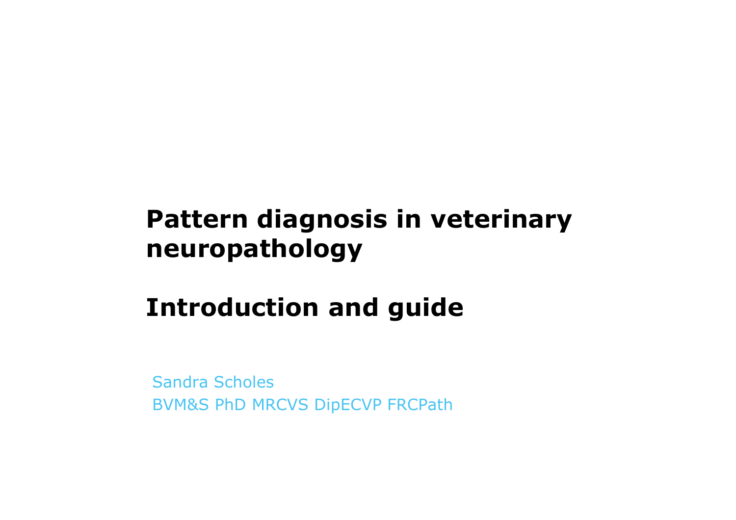# Pattern diagnosis in veterinary neuropathology

## Introduction and guide

Sandra Scholes
BVM&S PhD MRCVS DipECVP FRCPath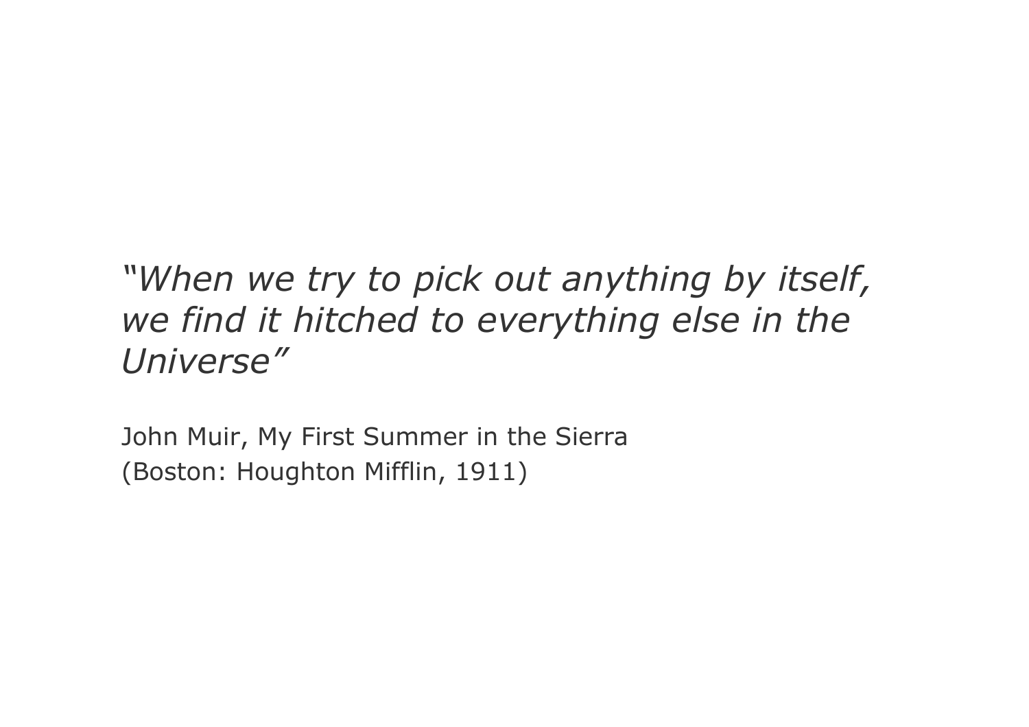*“When we try to pick out anything by itself, we find it hitched to everything else in the Universe”*

John Muir, My First Summer in the Sierra
(Boston: Houghton Mifflin, 1911)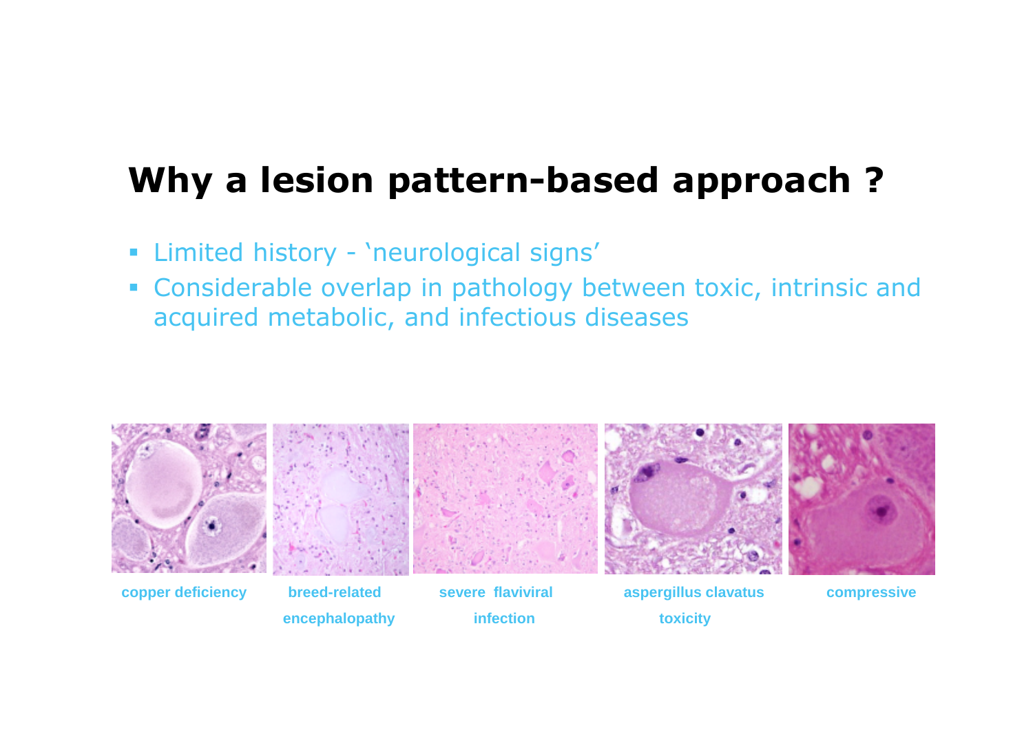# Why a lesion pattern-based approach ?

- Limited history - 'neurological signs'
- Considerable overlap in pathology between toxic, intrinsic and acquired metabolic, and infectious diseases

copper deficiency

breed-related encephalopathy

severe flaviviral infection

aspergillus clavatus toxicity

compressive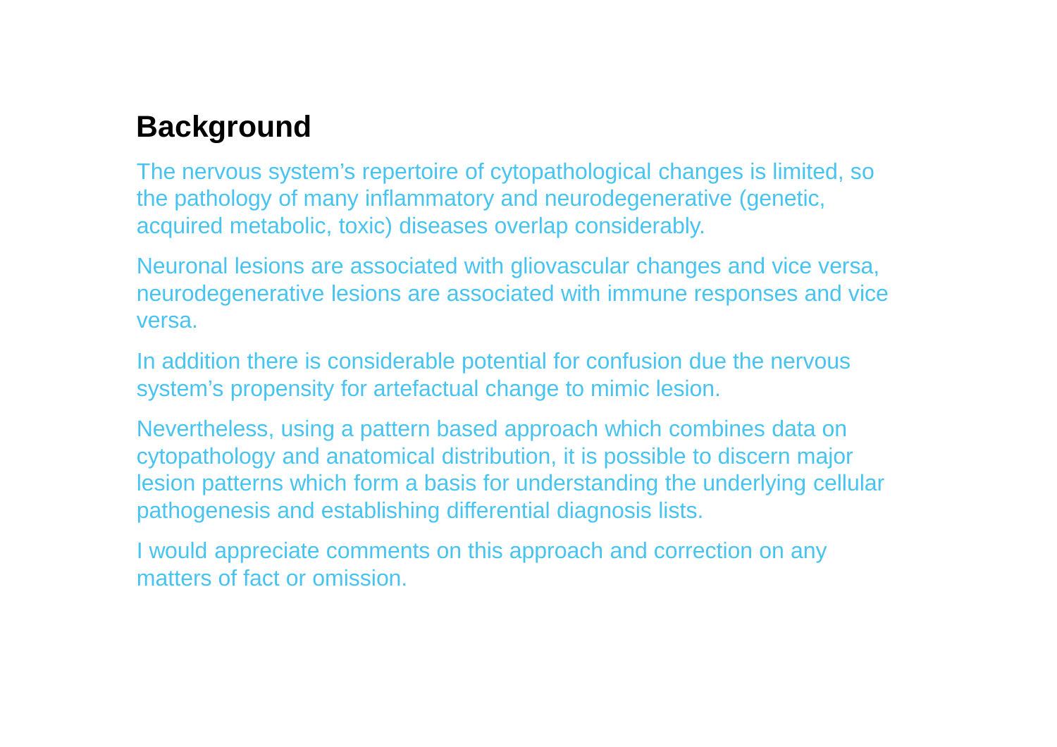## Background

The nervous system's repertoire of cytopathological changes is limited, so the pathology of many inflammatory and neurodegenerative (genetic, acquired metabolic, toxic) diseases overlap considerably.

Neuronal lesions are associated with gliovascular changes and vice versa, neurodegenerative lesions are associated with immune responses and vice versa.

In addition there is considerable potential for confusion due the nervous system's propensity for artefactual change to mimic lesion.

Nevertheless, using a pattern based approach which combines data on cytopathology and anatomical distribution, it is possible to discern major lesion patterns which form a basis for understanding the underlying cellular pathogenesis and establishing differential diagnosis lists.

I would appreciate comments on this approach and correction on any matters of fact or omission.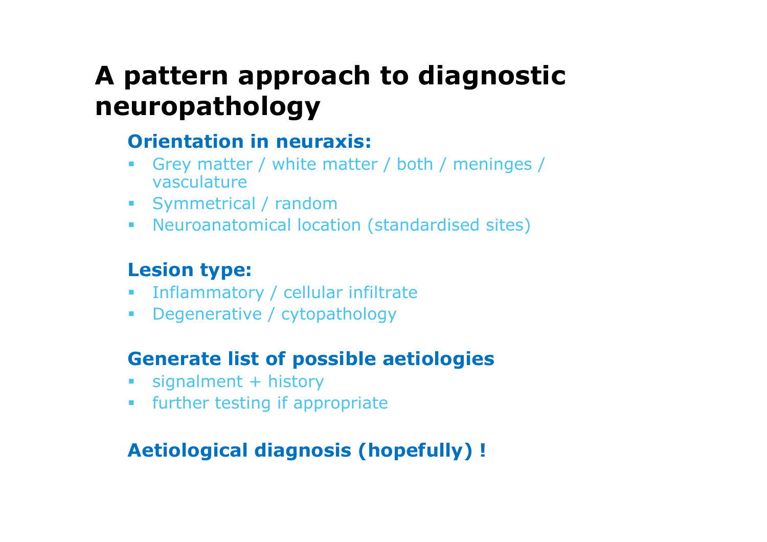# A pattern approach to diagnostic neuropathology

## Orientation in neuraxis:

- Grey matter / white matter / both / meninges / vasculature
- Symmetrical / random
- Neuroanatomical location (standardised sites)

## Lesion type:

- Inflammatory / cellular infiltrate
- Degenerative / cytopathology

## Generate list of possible aetiologies

- signalment + history
- further testing if appropriate

## Aetiological diagnosis (hopefully) !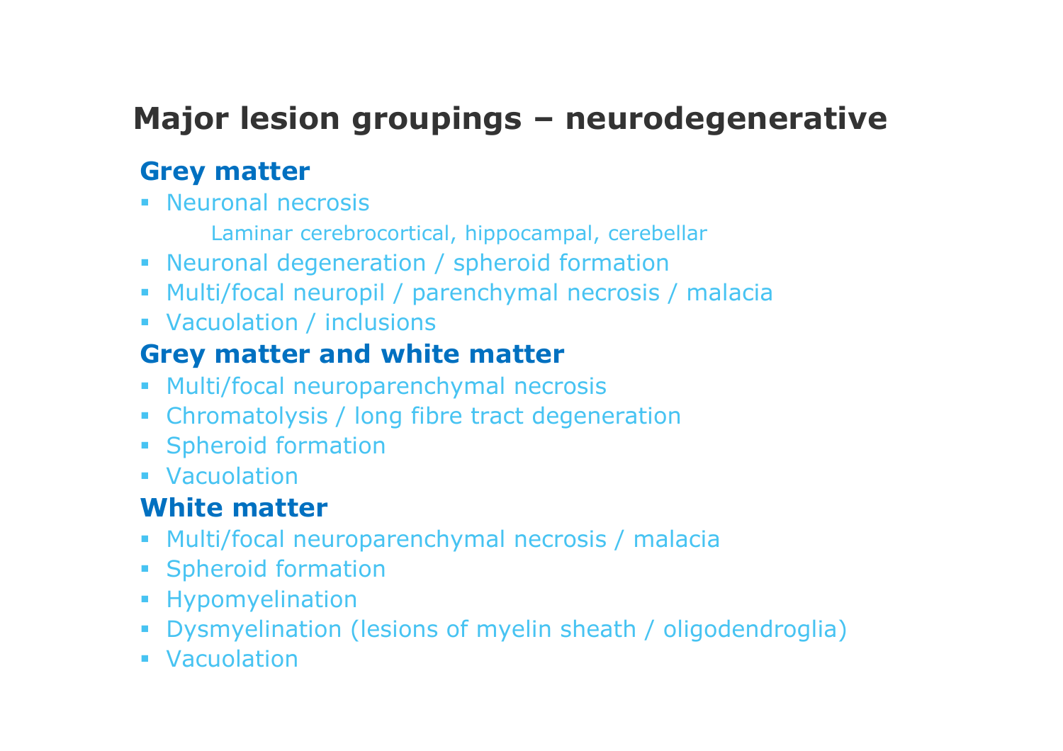# Major lesion groupings – neurodegenerative

## Grey matter

- Neuronal necrosis
  - Laminar cerebrocortical, hippocampal, cerebellar
- Neuronal degeneration / spheroid formation
- Multi/focal neuropil / parenchymal necrosis / malacia
- Vacuolation / inclusions

## Grey matter and white matter

- Multi/focal neuroparenchymal necrosis
- Chromatolysis / long fibre tract degeneration
- Spheroid formation
- Vacuolation

## White matter

- Multi/focal neuroparenchymal necrosis / malacia
- Spheroid formation
- Hypomyelination
- Dysmyelination (lesions of myelin sheath / oligodendroglia)
- Vacuolation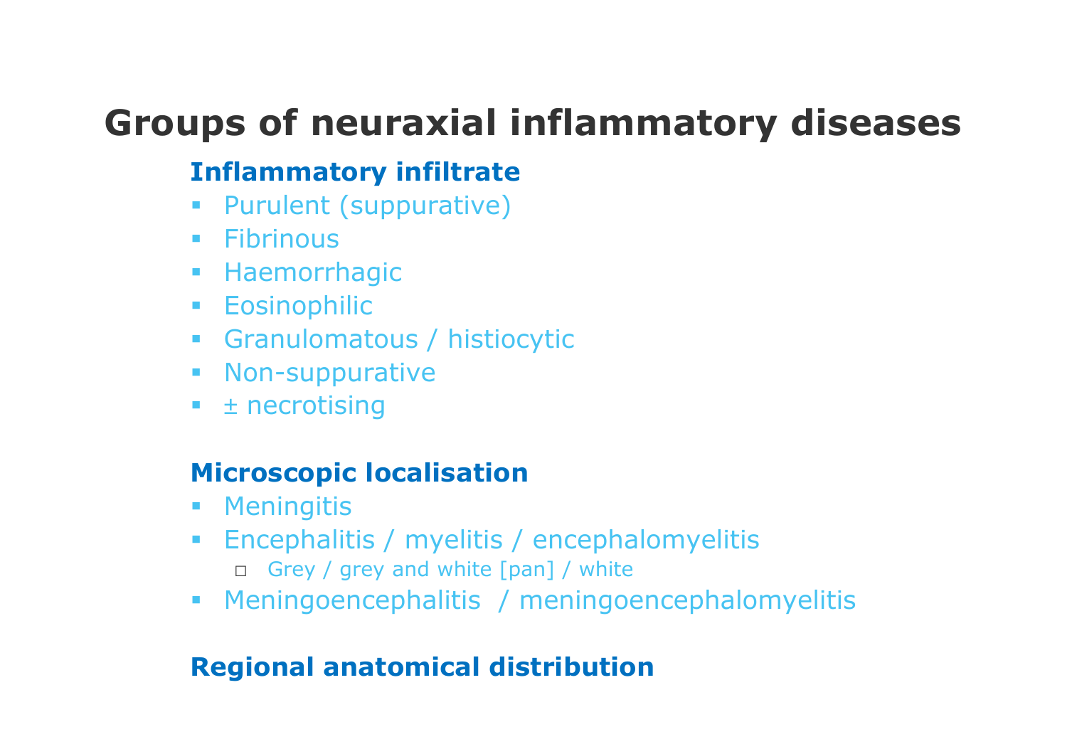# Groups of neuraxial inflammatory diseases

## Inflammatory infiltrate

- Purulent (suppurative)
- Fibrinous
- Haemorrhagic
- Eosinophilic
- Granulomatous / histiocytic
- Non-suppurative
- ± necrotising

## Microscopic localisation

- Meningitis
- Encephalitis / myelitis / encephalomyelitis
  - Grey / grey and white [pan] / white
- Meningoencephalitis / meningoencephalomyelitis

## Regional anatomical distribution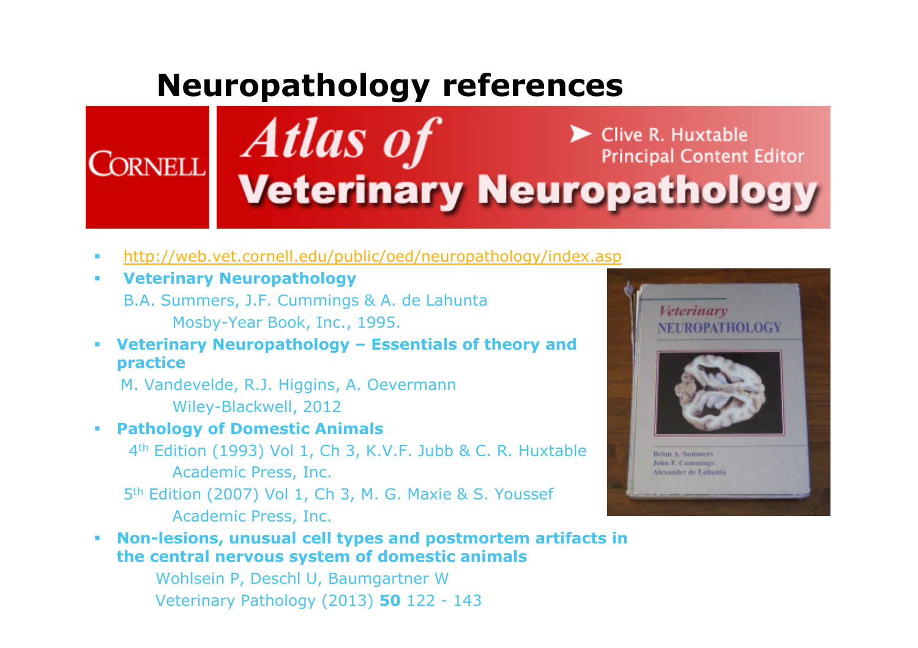# Neuropathology references

Cornell — Atlas of Veterinary Neuropathology — Clive R. Huxtable, Principal Content Editor

- http://web.vet.cornell.edu/public/oed/neuropathology/index.asp
- **Veterinary Neuropathology**
  B.A. Summers, J.F. Cummings & A. de Lahunta
  Mosby-Year Book, Inc., 1995.
- **Veterinary Neuropathology – Essentials of theory and practice**
  M. Vandevelde, R.J. Higgins, A. Oevermann
  Wiley-Blackwell, 2012
- **Pathology of Domestic Animals**
  4th Edition (1993) Vol 1, Ch 3, K.V.F. Jubb & C. R. Huxtable
  Academic Press, Inc.
  5th Edition (2007) Vol 1, Ch 3, M. G. Maxie & S. Youssef
  Academic Press, Inc.
- **Non-lesions, unusual cell types and postmortem artifacts in the central nervous system of domestic animals**
  Wohlsein P, Deschl U, Baumgartner W
  Veterinary Pathology (2013) **50** 122 - 143